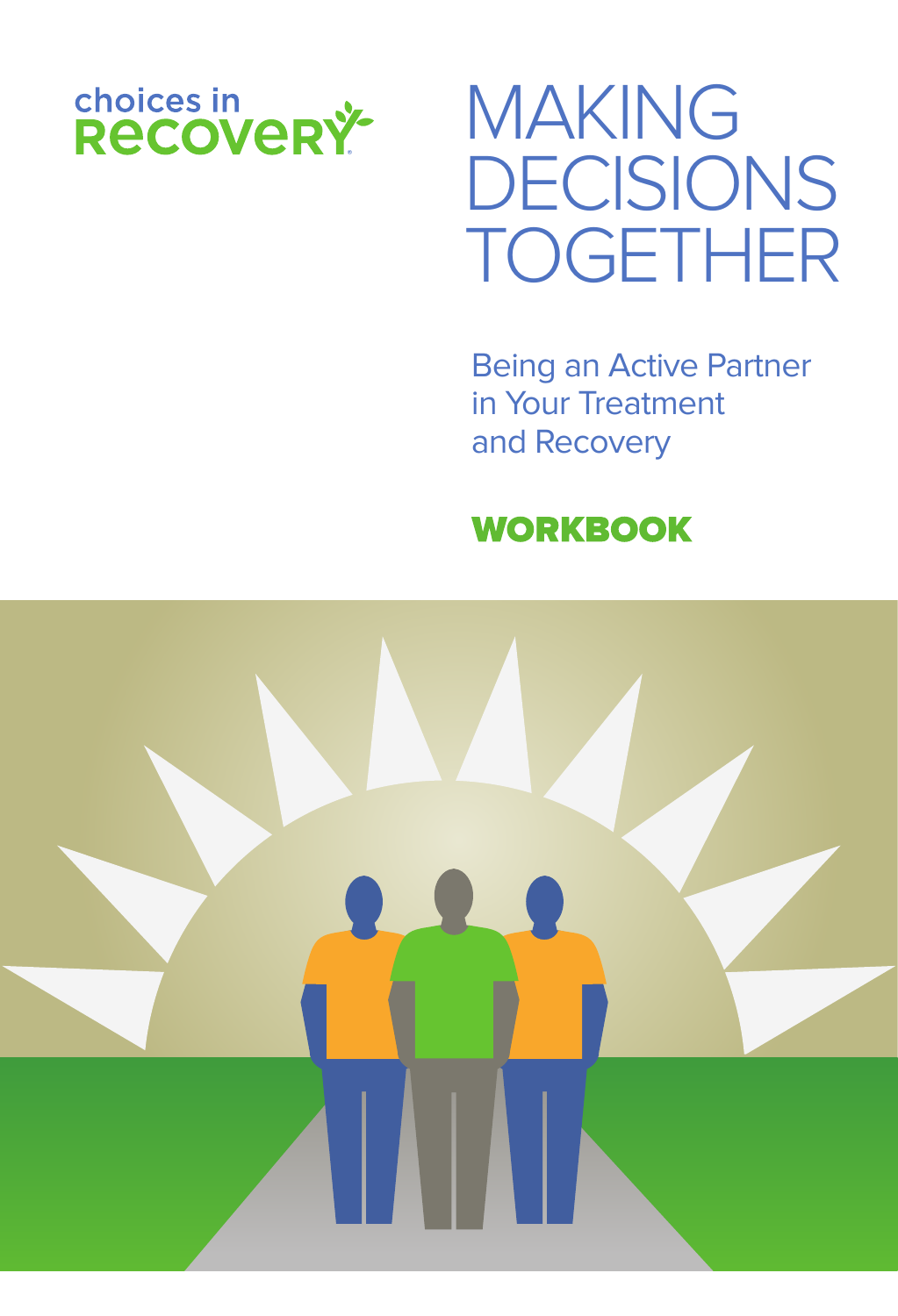choices in RECOVERY

# MAKING DECISIONS TOGETHER

## Being an Active Partner in Your Treatment and Recovery

**WORKBOOK**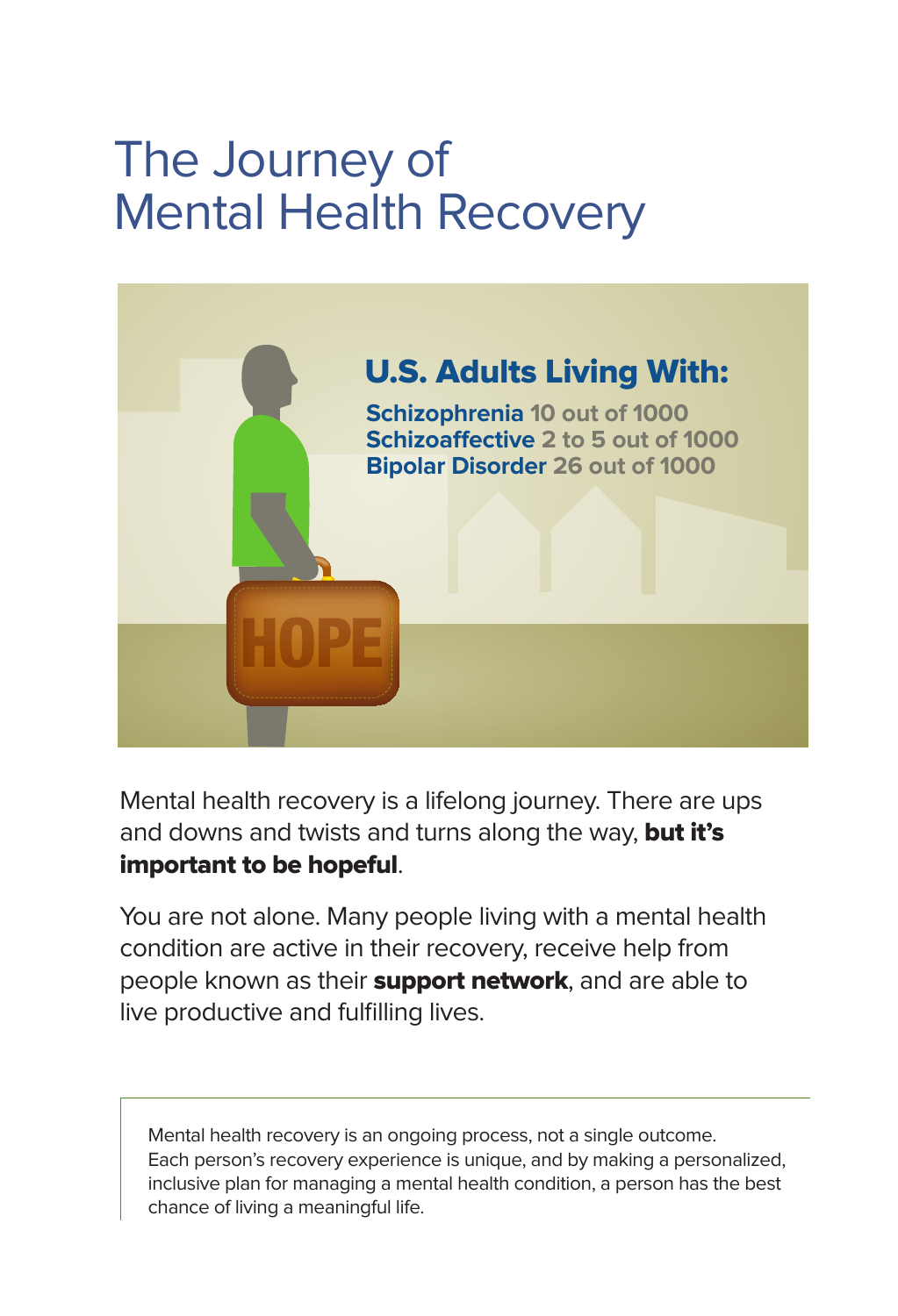# The Journey of Mental Health Recovery

**U.S. Adults Living With:**

**Schizophrenia** 10 out of 1000
**Schizoaffective** 2 to 5 out of 1000
**Bipolar Disorder** 26 out of 1000

HOPE

Mental health recovery is a lifelong journey. There are ups and downs and twists and turns along the way, **but it's important to be hopeful**.

You are not alone. Many people living with a mental health condition are active in their recovery, receive help from people known as their **support network**, and are able to live productive and fulfilling lives.

> Mental health recovery is an ongoing process, not a single outcome. Each person's recovery experience is unique, and by making a personalized, inclusive plan for managing a mental health condition, a person has the best chance of living a meaningful life.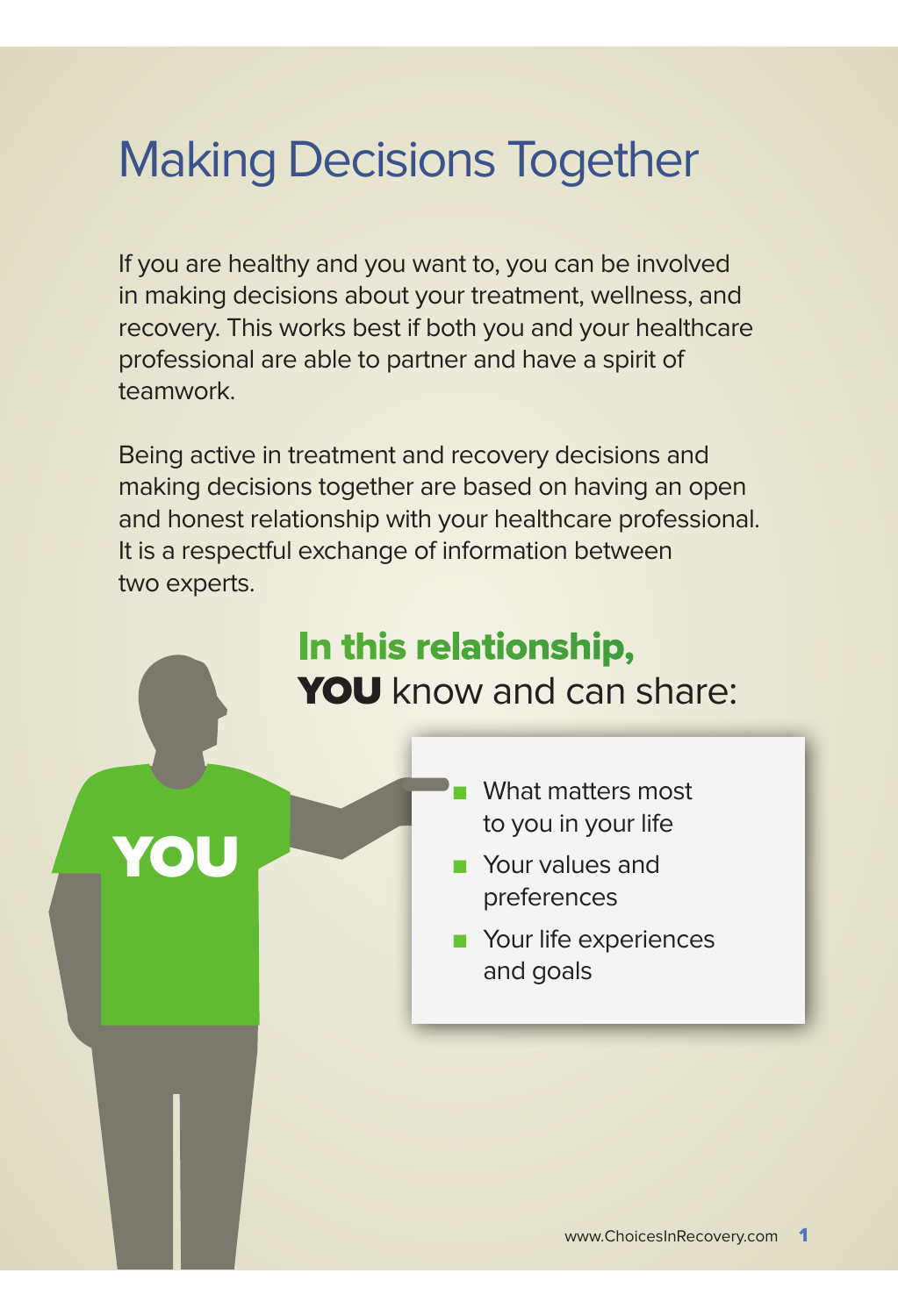# Making Decisions Together

If you are healthy and you want to, you can be involved in making decisions about your treatment, wellness, and recovery. This works best if both you and your healthcare professional are able to partner and have a spirit of teamwork.

Being active in treatment and recovery decisions and making decisions together are based on having an open and honest relationship with your healthcare professional. It is a respectful exchange of information between two experts.

## In this relationship, **YOU** know and can share:

YOU

- What matters most to you in your life
- Your values and preferences
- Your life experiences and goals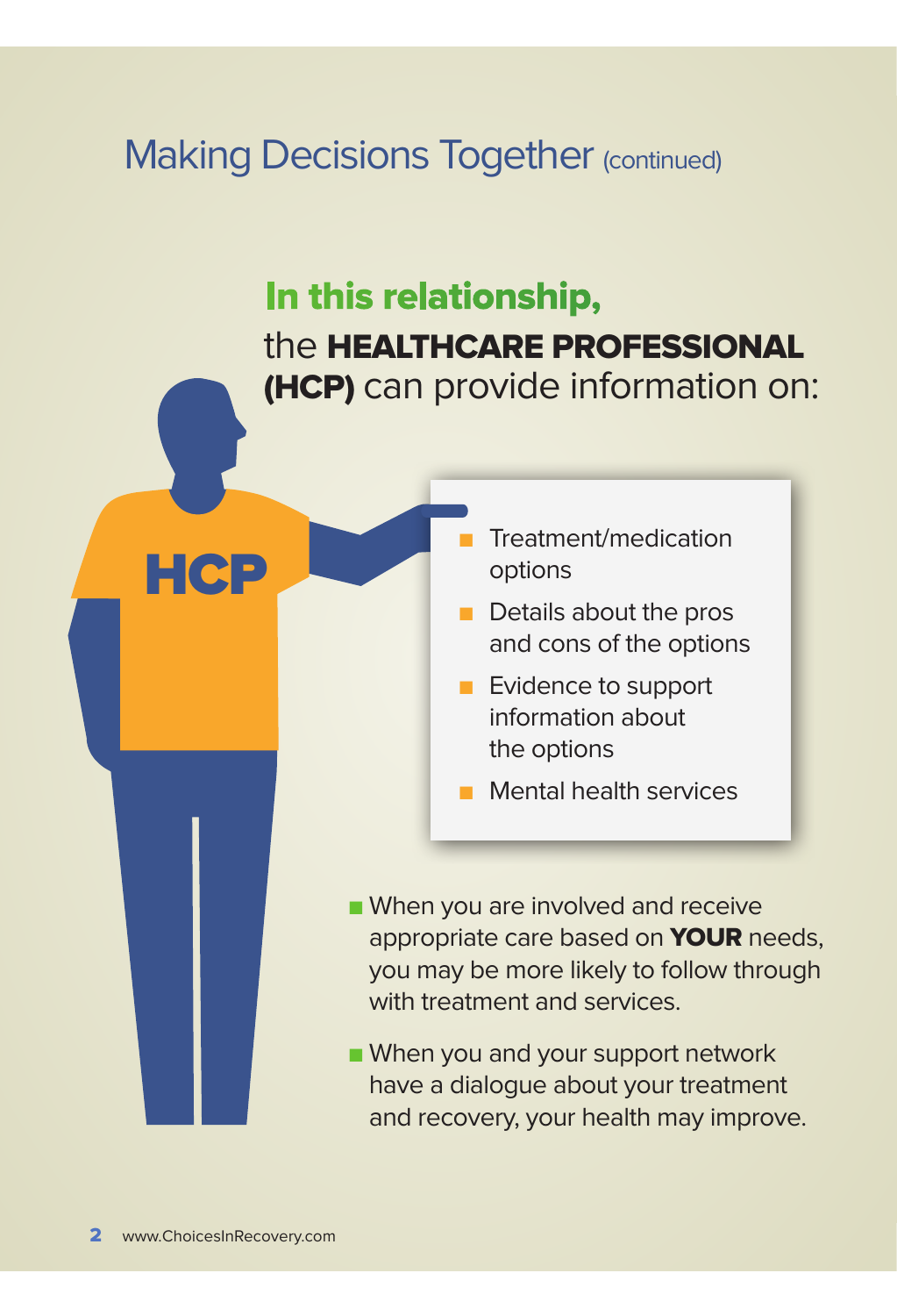## Making Decisions Together (continued)

### In this relationship,

the **HEALTHCARE PROFESSIONAL (HCP)** can provide information on:

HCP

- Treatment/medication options
- Details about the pros and cons of the options
- Evidence to support information about the options
- Mental health services

- When you are involved and receive appropriate care based on **YOUR** needs, you may be more likely to follow through with treatment and services.
- When you and your support network have a dialogue about your treatment and recovery, your health may improve.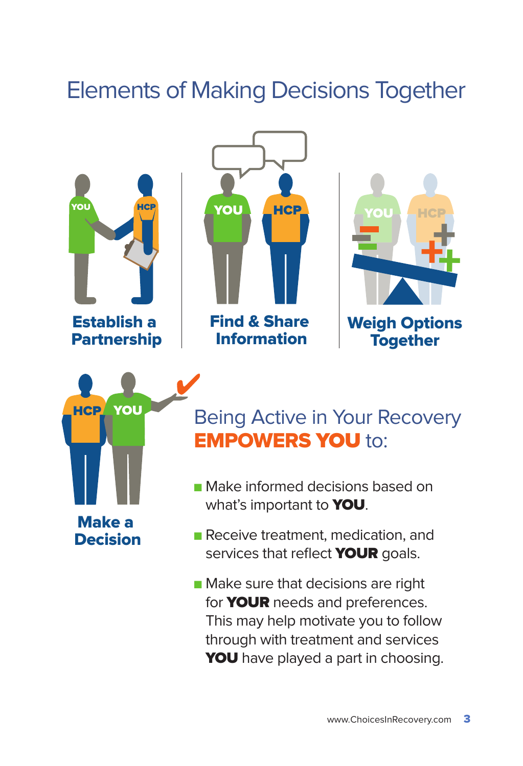# Elements of Making Decisions Together

**Establish a Partnership**

**Find & Share Information**

**Weigh Options Together**

**Make a Decision**

## Being Active in Your Recovery **EMPOWERS YOU** to:

- Make informed decisions based on what's important to **YOU**.
- Receive treatment, medication, and services that reflect **YOUR** goals.
- Make sure that decisions are right for **YOUR** needs and preferences. This may help motivate you to follow through with treatment and services **YOU** have played a part in choosing.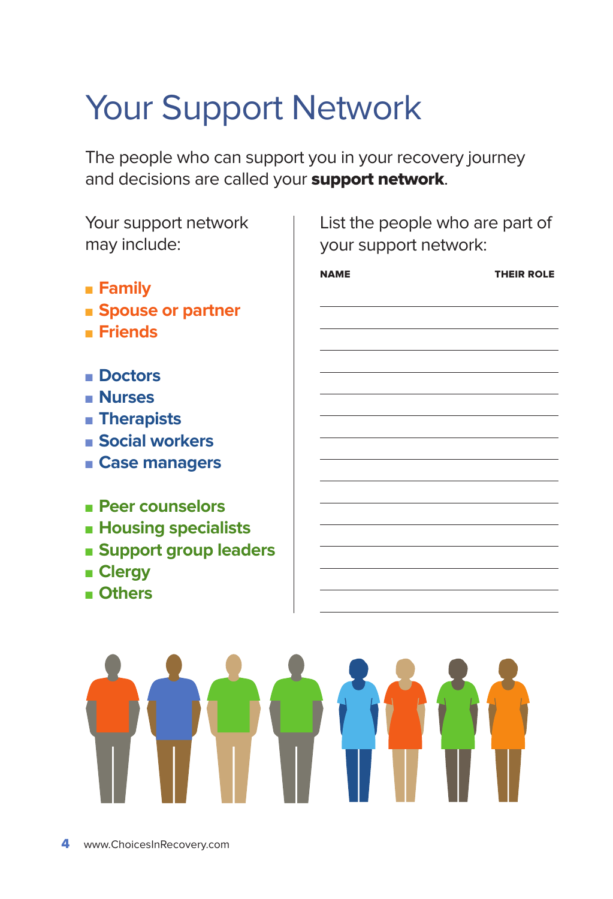# Your Support Network

The people who can support you in your recovery journey and decisions are called your **support network**.

Your support network may include:

- **Family**
- **Spouse or partner**
- **Friends**

- **Doctors**
- **Nurses**
- **Therapists**
- **Social workers**
- **Case managers**

- **Peer counselors**
- **Housing specialists**
- **Support group leaders**
- **Clergy**
- **Others**

List the people who are part of your support network:

| NAME | THEIR ROLE |
|---|---|
| | |
| | |
| | |
| | |
| | |
| | |
| | |
| | |
| | |
| | |
| | |
| | |
| | |
| | |
| | |

www.ChoicesInRecovery.com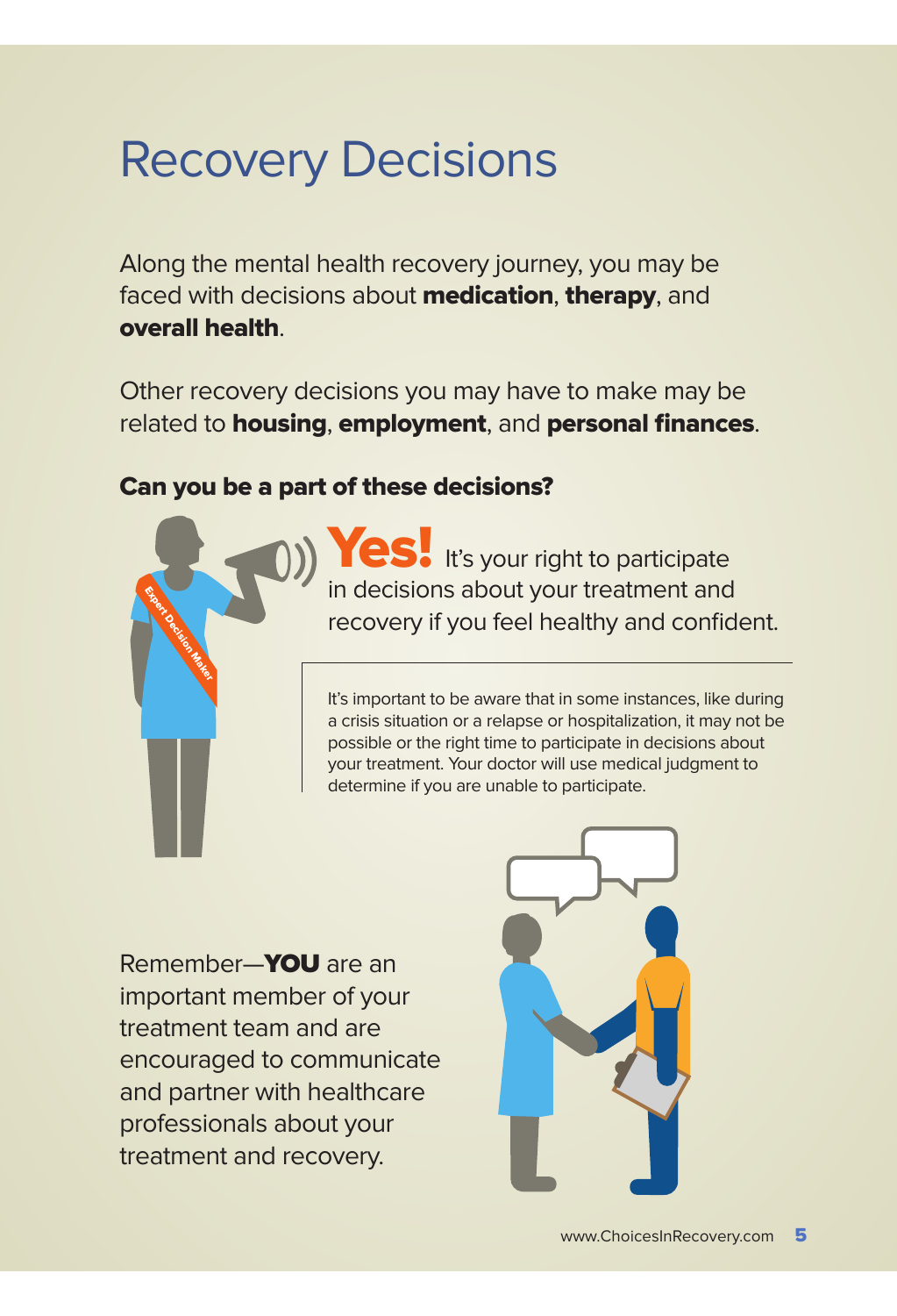# Recovery Decisions

Along the mental health recovery journey, you may be faced with decisions about **medication**, **therapy**, and **overall health**.

Other recovery decisions you may have to make may be related to **housing**, **employment**, and **personal finances**.

**Can you be a part of these decisions?**

**Yes!** It's your right to participate in decisions about your treatment and recovery if you feel healthy and confident.

It's important to be aware that in some instances, like during a crisis situation or a relapse or hospitalization, it may not be possible or the right time to participate in decisions about your treatment. Your doctor will use medical judgment to determine if you are unable to participate.

Remember—**YOU** are an important member of your treatment team and are encouraged to communicate and partner with healthcare professionals about your treatment and recovery.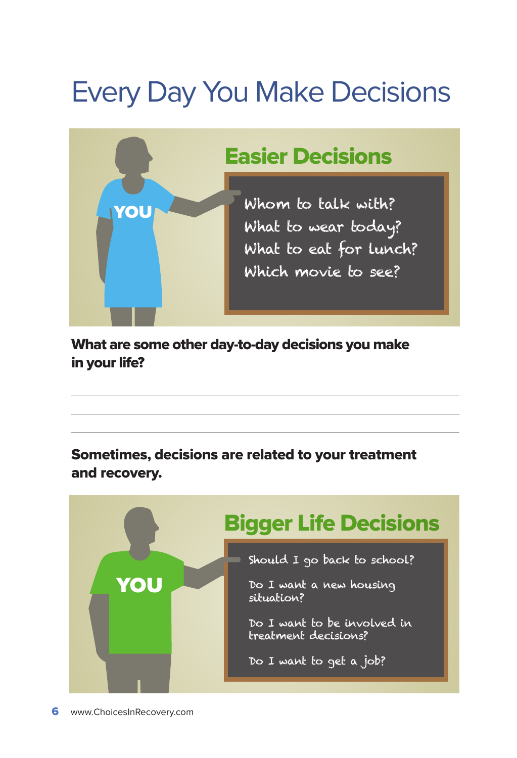# Every Day You Make Decisions

## Easier Decisions

YOU

- Whom to talk with?
- What to wear today?
- What to eat for lunch?
- Which movie to see?

**What are some other day-to-day decisions you make in your life?**

\_\_\_\_\_\_\_\_\_\_\_\_\_\_\_\_\_\_\_\_\_\_\_\_\_\_\_\_\_\_\_\_\_\_\_\_\_\_\_\_

\_\_\_\_\_\_\_\_\_\_\_\_\_\_\_\_\_\_\_\_\_\_\_\_\_\_\_\_\_\_\_\_\_\_\_\_\_\_\_\_

\_\_\_\_\_\_\_\_\_\_\_\_\_\_\_\_\_\_\_\_\_\_\_\_\_\_\_\_\_\_\_\_\_\_\_\_\_\_\_\_

**Sometimes, decisions are related to your treatment and recovery.**

## Bigger Life Decisions

YOU

- Should I go back to school?
- Do I want a new housing situation?
- Do I want to be involved in treatment decisions?
- Do I want to get a job?

www.ChoicesInRecovery.com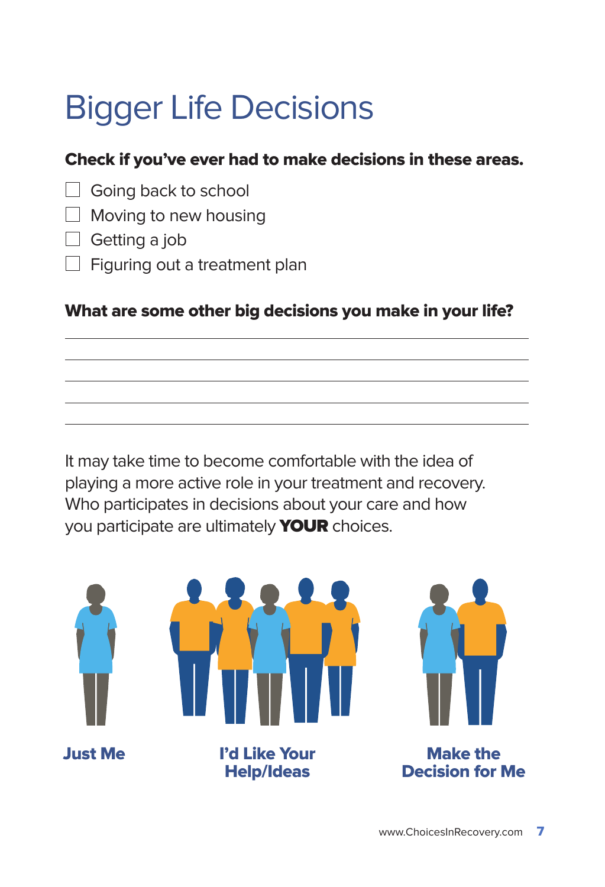# Bigger Life Decisions

**Check if you've ever had to make decisions in these areas.**

- ☐ Going back to school
- ☐ Moving to new housing
- ☐ Getting a job
- ☐ Figuring out a treatment plan

**What are some other big decisions you make in your life?**

\_\_\_\_\_\_\_\_\_\_\_\_\_\_\_\_\_\_\_\_\_\_\_\_\_\_\_\_\_\_\_\_\_\_\_\_\_\_\_\_\_\_\_\_\_\_\_\_\_\_\_\_\_\_\_\_\_\_

\_\_\_\_\_\_\_\_\_\_\_\_\_\_\_\_\_\_\_\_\_\_\_\_\_\_\_\_\_\_\_\_\_\_\_\_\_\_\_\_\_\_\_\_\_\_\_\_\_\_\_\_\_\_\_\_\_\_

\_\_\_\_\_\_\_\_\_\_\_\_\_\_\_\_\_\_\_\_\_\_\_\_\_\_\_\_\_\_\_\_\_\_\_\_\_\_\_\_\_\_\_\_\_\_\_\_\_\_\_\_\_\_\_\_\_\_

\_\_\_\_\_\_\_\_\_\_\_\_\_\_\_\_\_\_\_\_\_\_\_\_\_\_\_\_\_\_\_\_\_\_\_\_\_\_\_\_\_\_\_\_\_\_\_\_\_\_\_\_\_\_\_\_\_\_

\_\_\_\_\_\_\_\_\_\_\_\_\_\_\_\_\_\_\_\_\_\_\_\_\_\_\_\_\_\_\_\_\_\_\_\_\_\_\_\_\_\_\_\_\_\_\_\_\_\_\_\_\_\_\_\_\_\_

It may take time to become comfortable with the idea of playing a more active role in your treatment and recovery. Who participates in decisions about your care and how you participate are ultimately **YOUR** choices.

**Just Me**

**I'd Like Your Help/Ideas**

**Make the Decision for Me**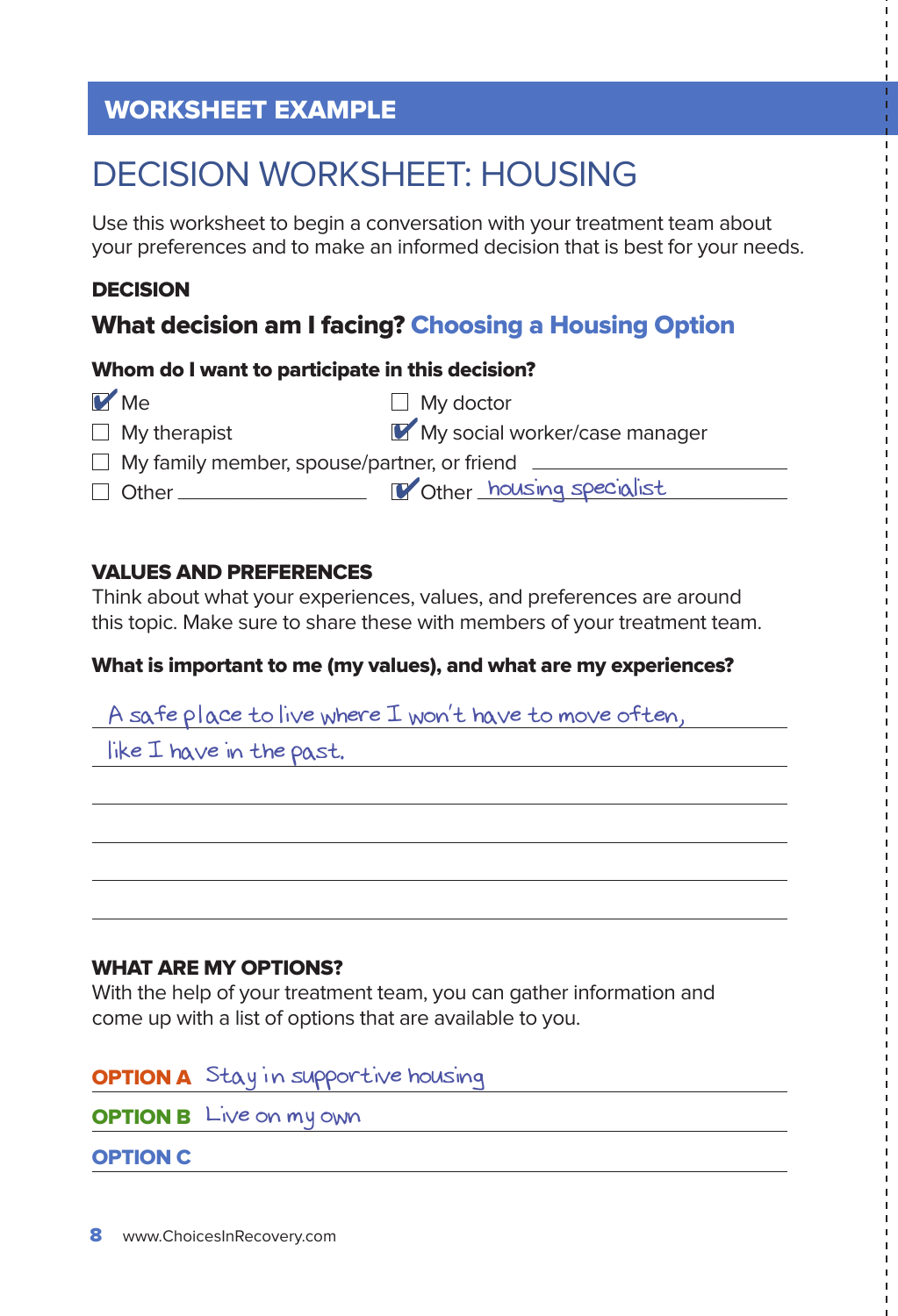**WORKSHEET EXAMPLE**

# DECISION WORKSHEET: HOUSING

Use this worksheet to begin a conversation with your treatment team about your preferences and to make an informed decision that is best for your needs.

## DECISION

### What decision am I facing? Choosing a Housing Option

**Whom do I want to participate in this decision?**

- [x] Me
- [ ] My doctor
- [ ] My therapist
- [x] My social worker/case manager
- [ ] My family member, spouse/partner, or friend \_\_\_\_\_\_\_\_\_\_
- [ ] Other \_\_\_\_\_\_\_\_\_\_
- [x] Other housing specialist

## VALUES AND PREFERENCES

Think about what your experiences, values, and preferences are around this topic. Make sure to share these with members of your treatment team.

**What is important to me (my values), and what are my experiences?**

A safe place to live where I won't have to move often, like I have in the past.

## WHAT ARE MY OPTIONS?

With the help of your treatment team, you can gather information and come up with a list of options that are available to you.

**OPTION A** Stay in supportive housing

**OPTION B** Live on my own

**OPTION C**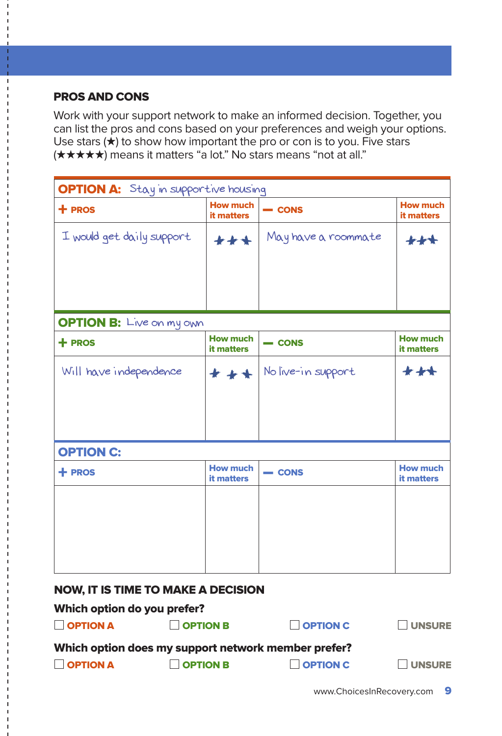## PROS AND CONS

Work with your support network to make an informed decision. Together, you can list the pros and cons based on your preferences and weigh your options. Use stars (★) to show how important the pro or con is to you. Five stars (★★★★★) means it matters "a lot." No stars means "not at all."

**OPTION A:** Stay in supportive housing

| + PROS | How much it matters | — CONS | How much it matters |
| --- | --- | --- | --- |
| I would get daily support | ★★★ | May have a roommate | ★★★ |

**OPTION B:** Live on my own

| + PROS | How much it matters | — CONS | How much it matters |
| --- | --- | --- | --- |
| Will have independence | ★★★ | No live-in support | ★★★ |

**OPTION C:**

| + PROS | How much it matters | — CONS | How much it matters |
| --- | --- | --- | --- |
| | | | |

## NOW, IT IS TIME TO MAKE A DECISION

**Which option do you prefer?**

☐ OPTION A ☐ OPTION B ☐ OPTION C ☐ UNSURE

**Which option does my support network member prefer?**

☐ OPTION A ☐ OPTION B ☐ OPTION C ☐ UNSURE

www.ChoicesInRecovery.com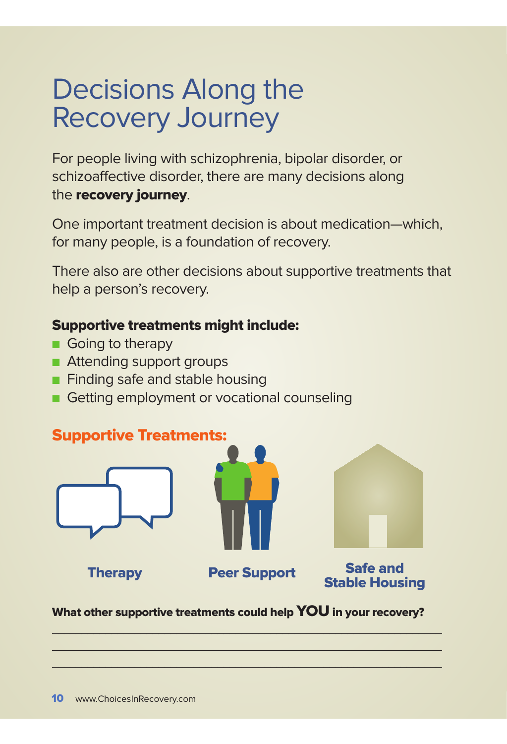# Decisions Along the Recovery Journey

For people living with schizophrenia, bipolar disorder, or schizoaffective disorder, there are many decisions along the **recovery journey**.

One important treatment decision is about medication—which, for many people, is a foundation of recovery.

There also are other decisions about supportive treatments that help a person's recovery.

**Supportive treatments might include:**

- Going to therapy
- Attending support groups
- Finding safe and stable housing
- Getting employment or vocational counseling

## Supportive Treatments:

**Therapy**

**Peer Support**

**Safe and Stable Housing**

**What other supportive treatments could help YOU in your recovery?**

_______________________________________________________________

_______________________________________________________________

_______________________________________________________________

www.ChoicesInRecovery.com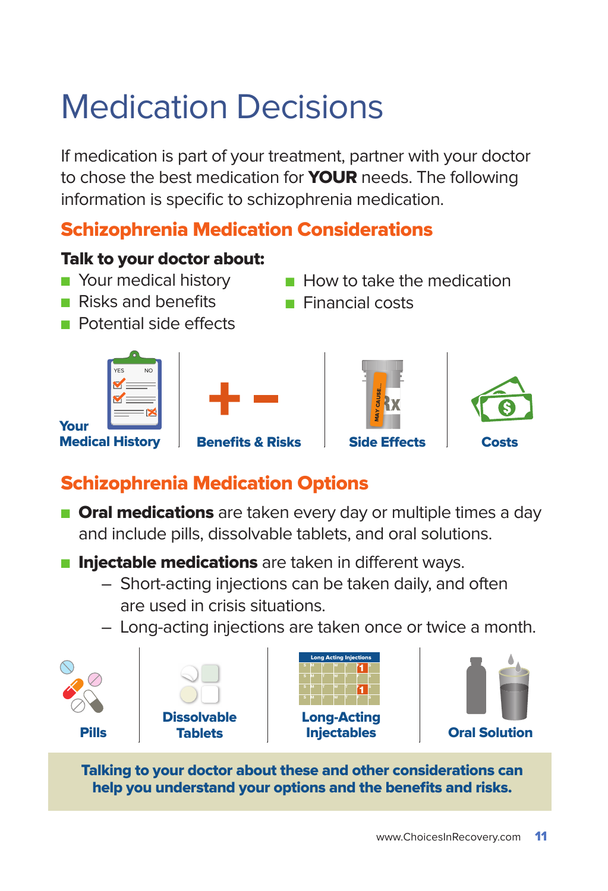# Medication Decisions

If medication is part of your treatment, partner with your doctor to chose the best medication for **YOUR** needs. The following information is specific to schizophrenia medication.

## Schizophrenia Medication Considerations

**Talk to your doctor about:**

- Your medical history
- Risks and benefits
- Potential side effects
- How to take the medication
- Financial costs

**Your Medical History** | **Benefits & Risks** | **Side Effects** | **Costs**

## Schizophrenia Medication Options

- **Oral medications** are taken every day or multiple times a day and include pills, dissolvable tablets, and oral solutions.
- **Injectable medications** are taken in different ways.
  - Short-acting injections can be taken daily, and often are used in crisis situations.
  - Long-acting injections are taken once or twice a month.

**Pills** | **Dissolvable Tablets** | **Long-Acting Injectables** | **Oral Solution**

**Talking to your doctor about these and other considerations can help you understand your options and the benefits and risks.**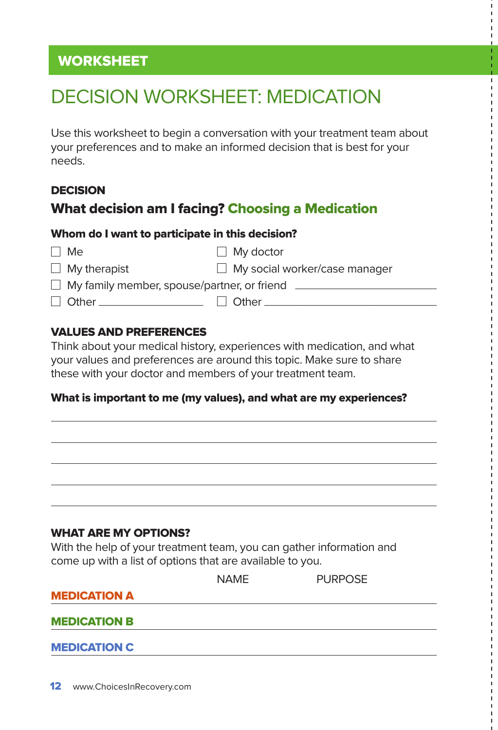WORKSHEET

# DECISION WORKSHEET: MEDICATION

Use this worksheet to begin a conversation with your treatment team about your preferences and to make an informed decision that is best for your needs.

## DECISION

### What decision am I facing? Choosing a Medication

**Whom do I want to participate in this decision?**

- ☐ Me
- ☐ My doctor
- ☐ My therapist
- ☐ My social worker/case manager
- ☐ My family member, spouse/partner, or friend ______________________
- ☐ Other ________________
- ☐ Other ________________________

## VALUES AND PREFERENCES

Think about your medical history, experiences with medication, and what your values and preferences are around this topic. Make sure to share these with your doctor and members of your treatment team.

**What is important to me (my values), and what are my experiences?**

______________________________________________________________

______________________________________________________________

______________________________________________________________

______________________________________________________________

______________________________________________________________

## WHAT ARE MY OPTIONS?

With the help of your treatment team, you can gather information and come up with a list of options that are available to you.

| | NAME | PURPOSE |
|---|---|---|
| **MEDICATION A** | | |
| **MEDICATION B** | | |
| **MEDICATION C** | | |

www.ChoicesInRecovery.com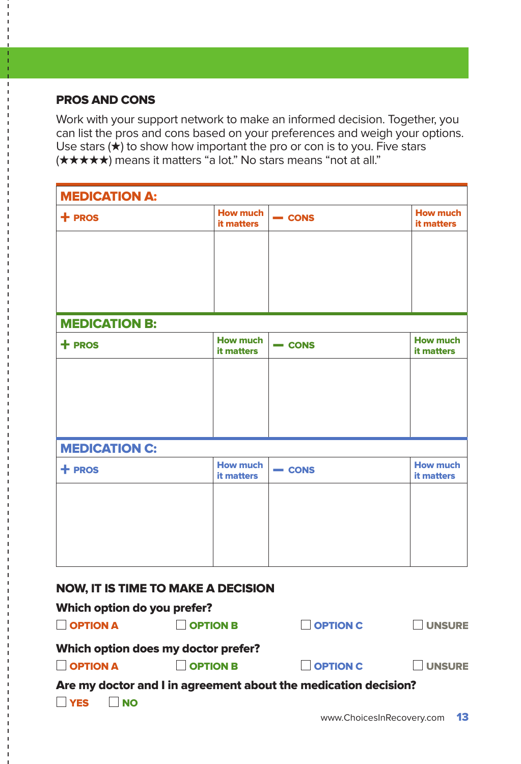## PROS AND CONS

Work with your support network to make an informed decision. Together, you can list the pros and cons based on your preferences and weigh your options. Use stars (★) to show how important the pro or con is to you. Five stars (★★★★★) means it matters “a lot.” No stars means “not at all.”

### MEDICATION A:

| + PROS | How much it matters | – CONS | How much it matters |
|---|---|---|---|
| | | | |

### MEDICATION B:

| + PROS | How much it matters | – CONS | How much it matters |
|---|---|---|---|
| | | | |

### MEDICATION C:

| + PROS | How much it matters | – CONS | How much it matters |
|---|---|---|---|
| | | | |

## NOW, IT IS TIME TO MAKE A DECISION

**Which option do you prefer?**

☐ OPTION A ☐ OPTION B ☐ OPTION C ☐ UNSURE

**Which option does my doctor prefer?**

☐ OPTION A ☐ OPTION B ☐ OPTION C ☐ UNSURE

**Are my doctor and I in agreement about the medication decision?**

☐ YES ☐ NO

www.ChoicesInRecovery.com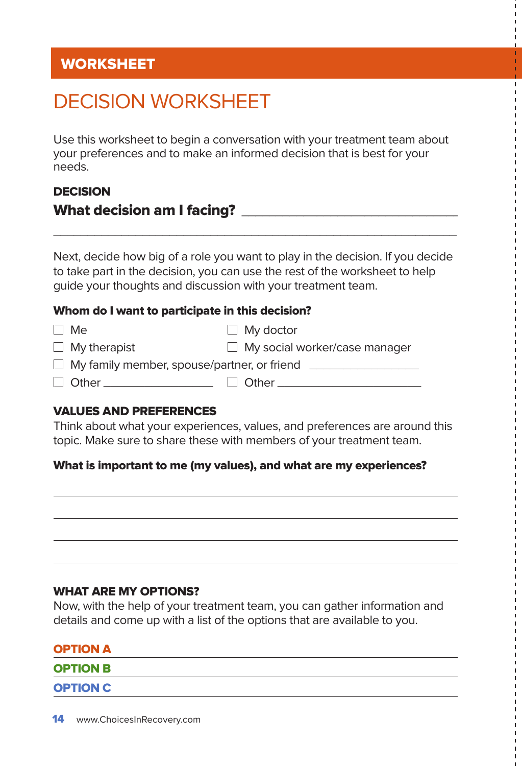**WORKSHEET**

# DECISION WORKSHEET

Use this worksheet to begin a conversation with your treatment team about your preferences and to make an informed decision that is best for your needs.

## DECISION

**What decision am I facing?** ______________________________

______________________________________________________________

Next, decide how big of a role you want to play in the decision. If you decide to take part in the decision, you can use the rest of the worksheet to help guide your thoughts and discussion with your treatment team.

**Whom do I want to participate in this decision?**

- ☐ Me
- ☐ My doctor
- ☐ My therapist
- ☐ My social worker/case manager
- ☐ My family member, spouse/partner, or friend ________________
- ☐ Other ________________
- ☐ Other ________________

## VALUES AND PREFERENCES

Think about what your experiences, values, and preferences are around this topic. Make sure to share these with members of your treatment team.

**What is important to me (my values), and what are my experiences?**

______________________________________________________________

______________________________________________________________

______________________________________________________________

______________________________________________________________

## WHAT ARE MY OPTIONS?

Now, with the help of your treatment team, you can gather information and details and come up with a list of the options that are available to you.

**OPTION A** ______________________________________________

**OPTION B** ______________________________________________

**OPTION C** ______________________________________________

www.ChoicesInRecovery.com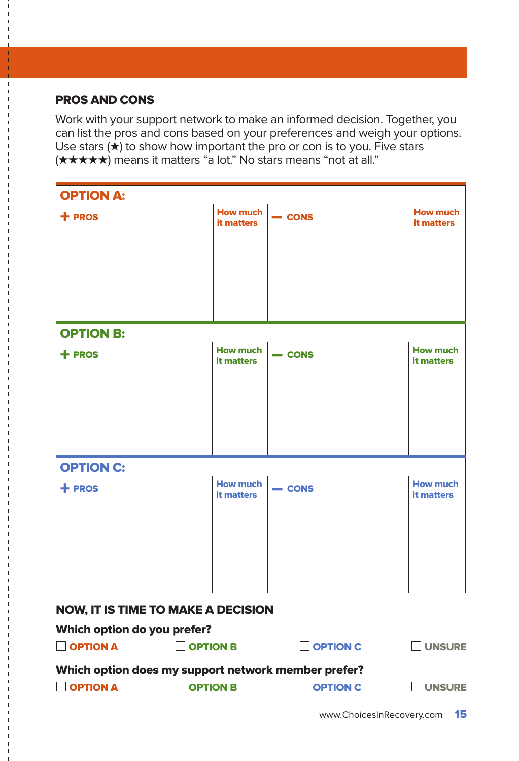## PROS AND CONS

Work with your support network to make an informed decision. Together, you can list the pros and cons based on your preferences and weigh your options. Use stars (★) to show how important the pro or con is to you. Five stars (★★★★★) means it matters "a lot." No stars means "not at all."

### OPTION A:

| + PROS | How much it matters | — CONS | How much it matters |
|---|---|---|---|
| | | | |

### OPTION B:

| + PROS | How much it matters | — CONS | How much it matters |
|---|---|---|---|
| | | | |

### OPTION C:

| + PROS | How much it matters | — CONS | How much it matters |
|---|---|---|---|
| | | | |

## NOW, IT IS TIME TO MAKE A DECISION

**Which option do you prefer?**

☐ OPTION A ☐ OPTION B ☐ OPTION C ☐ UNSURE

**Which option does my support network member prefer?**

☐ OPTION A ☐ OPTION B ☐ OPTION C ☐ UNSURE

www.ChoicesInRecovery.com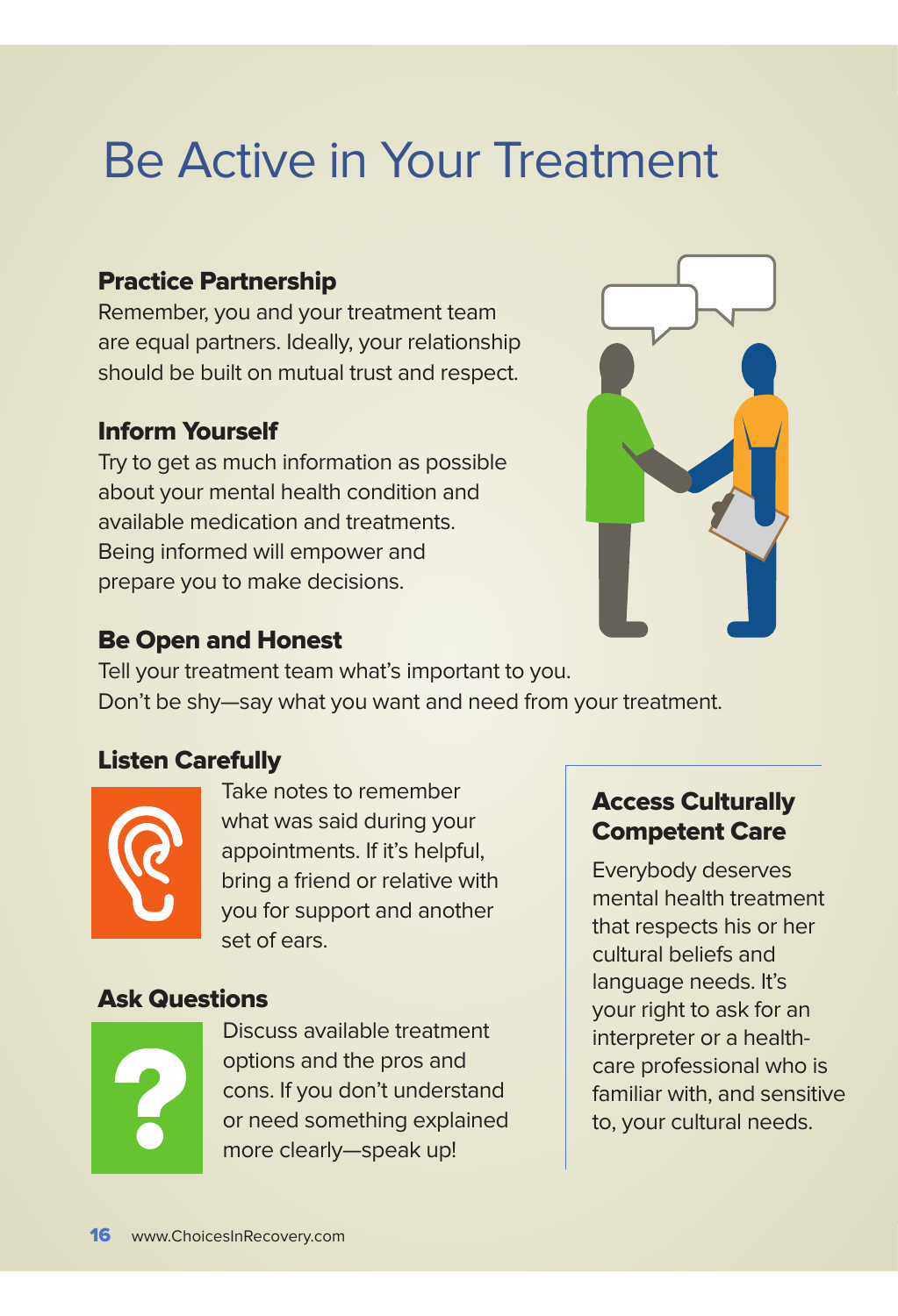# Be Active in Your Treatment

### Practice Partnership

Remember, you and your treatment team are equal partners. Ideally, your relationship should be built on mutual trust and respect.

### Inform Yourself

Try to get as much information as possible about your mental health condition and available medication and treatments. Being informed will empower and prepare you to make decisions.

### Be Open and Honest

Tell your treatment team what's important to you. Don't be shy—say what you want and need from your treatment.

### Listen Carefully

Take notes to remember what was said during your appointments. If it's helpful, bring a friend or relative with you for support and another set of ears.

### Ask Questions

Discuss available treatment options and the pros and cons. If you don't understand or need something explained more clearly—speak up!

### Access Culturally Competent Care

Everybody deserves mental health treatment that respects his or her cultural beliefs and language needs. It's your right to ask for an interpreter or a health-care professional who is familiar with, and sensitive to, your cultural needs.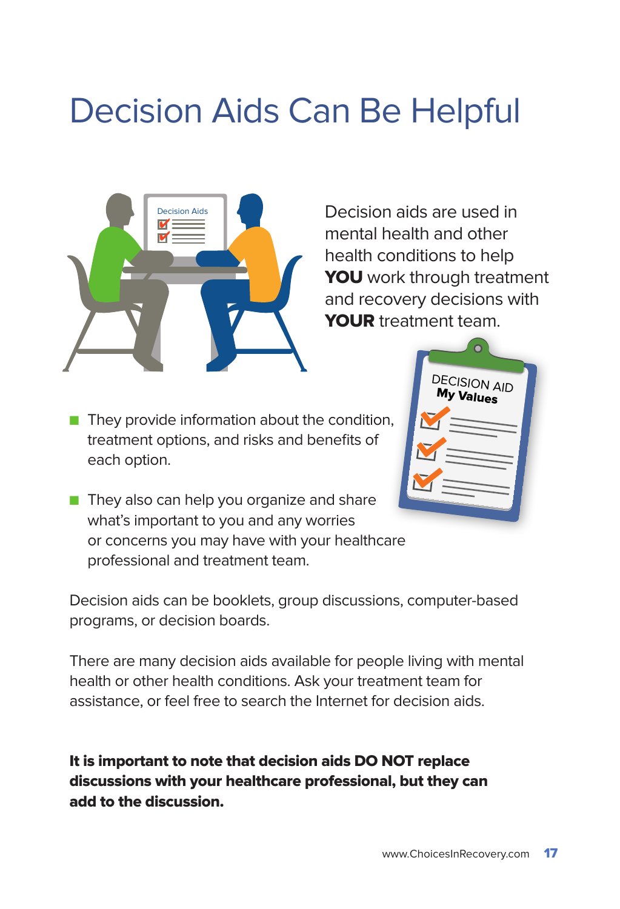# Decision Aids Can Be Helpful

Decision aids are used in mental health and other health conditions to help **YOU** work through treatment and recovery decisions with **YOUR** treatment team.

- They provide information about the condition, treatment options, and risks and benefits of each option.
- They also can help you organize and share what's important to you and any worries or concerns you may have with your healthcare professional and treatment team.

Decision aids can be booklets, group discussions, computer-based programs, or decision boards.

There are many decision aids available for people living with mental health or other health conditions. Ask your treatment team for assistance, or feel free to search the Internet for decision aids.

**It is important to note that decision aids DO NOT replace discussions with your healthcare professional, but they can add to the discussion.**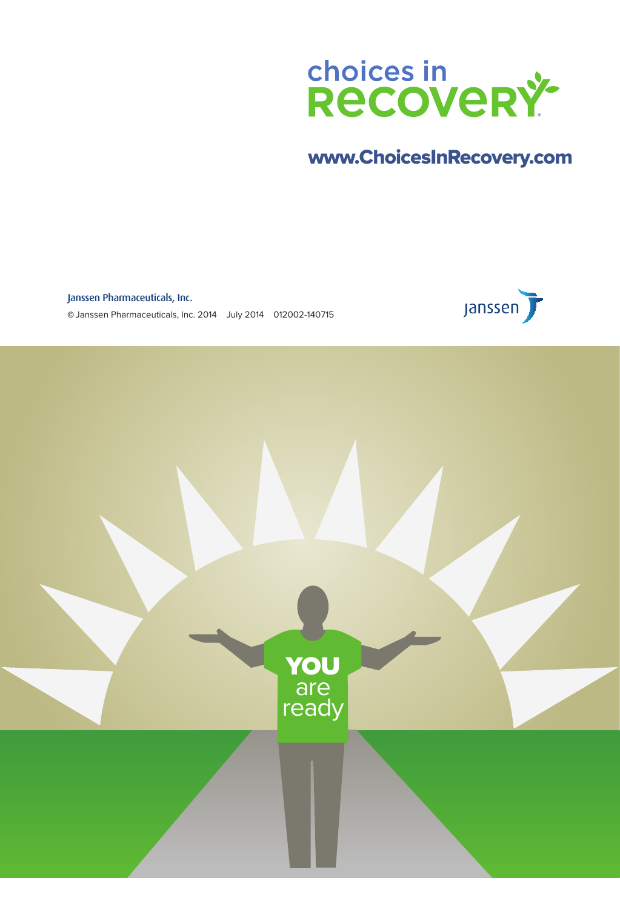choices in
RECOVERY

www.ChoicesInRecovery.com

Janssen Pharmaceuticals, Inc.

© Janssen Pharmaceuticals, Inc. 2014 July 2014 012002-140715

janssen

YOU are ready